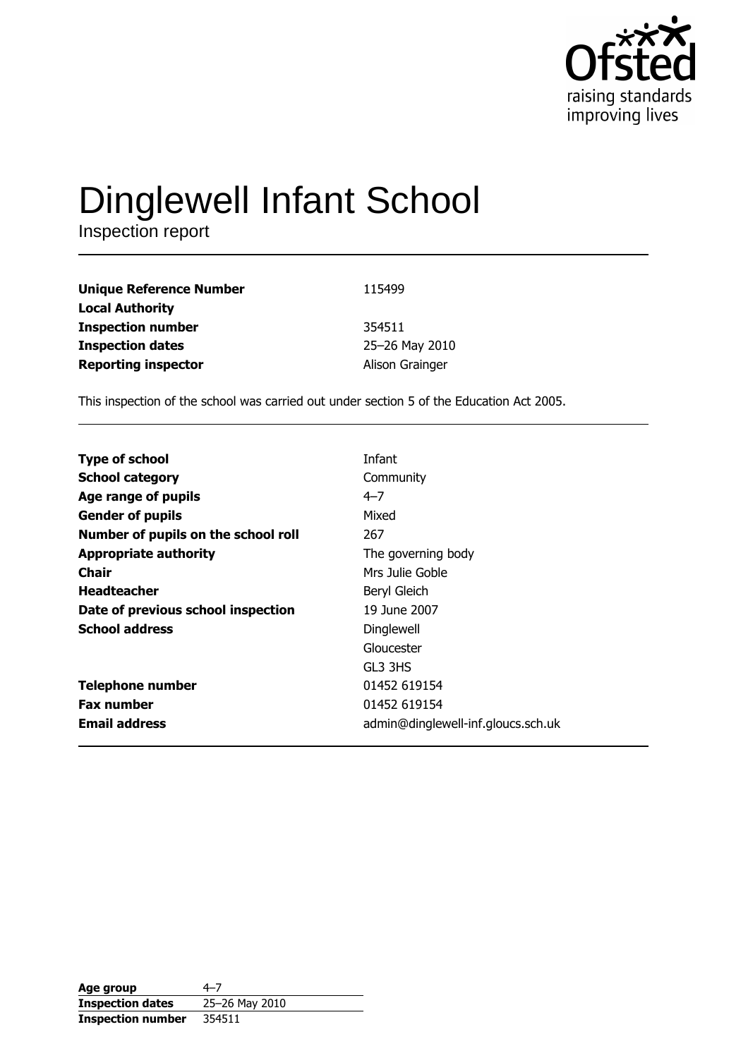Ofsted
raising standards
improving lives

# Dinglewell Infant School

Inspection report

| | |
|---|---|
| **Unique Reference Number** | 115499 |
| **Local Authority** | |
| **Inspection number** | 354511 |
| **Inspection dates** | 25–26 May 2010 |
| **Reporting inspector** | Alison Grainger |

This inspection of the school was carried out under section 5 of the Education Act 2005.

| | |
|---|---|
| **Type of school** | Infant |
| **School category** | Community |
| **Age range of pupils** | 4–7 |
| **Gender of pupils** | Mixed |
| **Number of pupils on the school roll** | 267 |
| **Appropriate authority** | The governing body |
| **Chair** | Mrs Julie Goble |
| **Headteacher** | Beryl Gleich |
| **Date of previous school inspection** | 19 June 2007 |
| **School address** | Dinglewell<br>Gloucester<br>GL3 3HS |
| **Telephone number** | 01452 619154 |
| **Fax number** | 01452 619154 |
| **Email address** | admin@dinglewell-inf.gloucs.sch.uk |

| | |
|---|---|
| **Age group** | 4–7 |
| **Inspection dates** | 25–26 May 2010 |
| **Inspection number** | 354511 |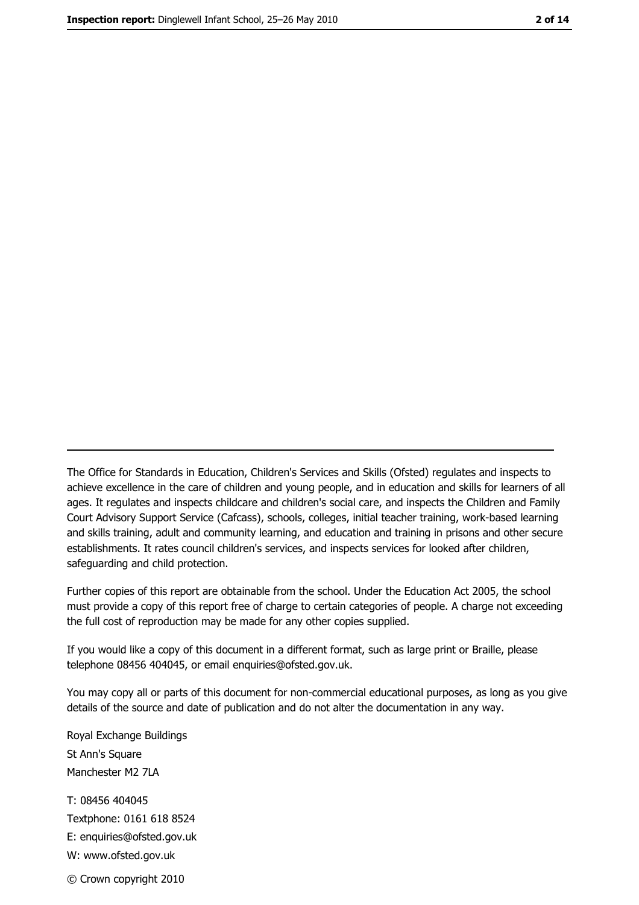The Office for Standards in Education, Children's Services and Skills (Ofsted) regulates and inspects to achieve excellence in the care of children and young people, and in education and skills for learners of all ages. It regulates and inspects childcare and children's social care, and inspects the Children and Family Court Advisory Support Service (Cafcass), schools, colleges, initial teacher training, work-based learning and skills training, adult and community learning, and education and training in prisons and other secure establishments. It rates council children's services, and inspects services for looked after children, safeguarding and child protection.

Further copies of this report are obtainable from the school. Under the Education Act 2005, the school must provide a copy of this report free of charge to certain categories of people. A charge not exceeding the full cost of reproduction may be made for any other copies supplied.

If you would like a copy of this document in a different format, such as large print or Braille, please telephone 08456 404045, or email enquiries@ofsted.gov.uk.

You may copy all or parts of this document for non-commercial educational purposes, as long as you give details of the source and date of publication and do not alter the documentation in any way.

Royal Exchange Buildings
St Ann's Square
Manchester M2 7LA

T: 08456 404045
Textphone: 0161 618 8524
E: enquiries@ofsted.gov.uk
W: www.ofsted.gov.uk

© Crown copyright 2010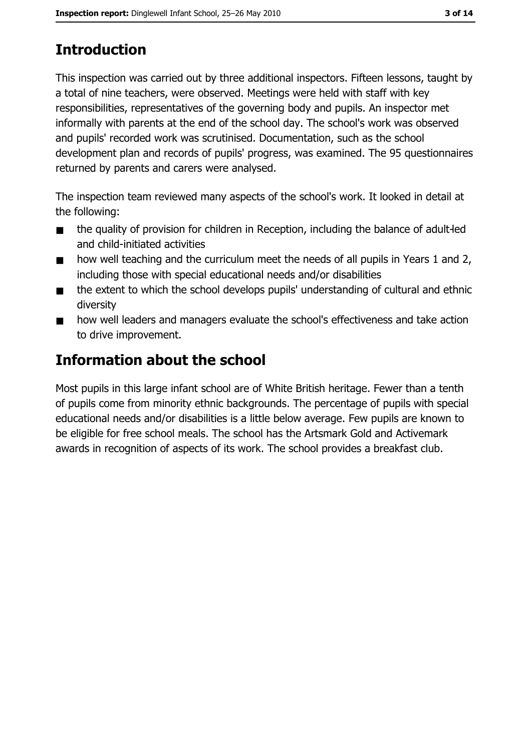# Introduction

This inspection was carried out by three additional inspectors. Fifteen lessons, taught by a total of nine teachers, were observed. Meetings were held with staff with key responsibilities, representatives of the governing body and pupils. An inspector met informally with parents at the end of the school day. The school's work was observed and pupils' recorded work was scrutinised. Documentation, such as the school development plan and records of pupils' progress, was examined. The 95 questionnaires returned by parents and carers were analysed.

The inspection team reviewed many aspects of the school's work. It looked in detail at the following:

- the quality of provision for children in Reception, including the balance of adult-led and child-initiated activities
- how well teaching and the curriculum meet the needs of all pupils in Years 1 and 2, including those with special educational needs and/or disabilities
- the extent to which the school develops pupils' understanding of cultural and ethnic diversity
- how well leaders and managers evaluate the school's effectiveness and take action to drive improvement.

# Information about the school

Most pupils in this large infant school are of White British heritage. Fewer than a tenth of pupils come from minority ethnic backgrounds. The percentage of pupils with special educational needs and/or disabilities is a little below average. Few pupils are known to be eligible for free school meals. The school has the Artsmark Gold and Activemark awards in recognition of aspects of its work. The school provides a breakfast club.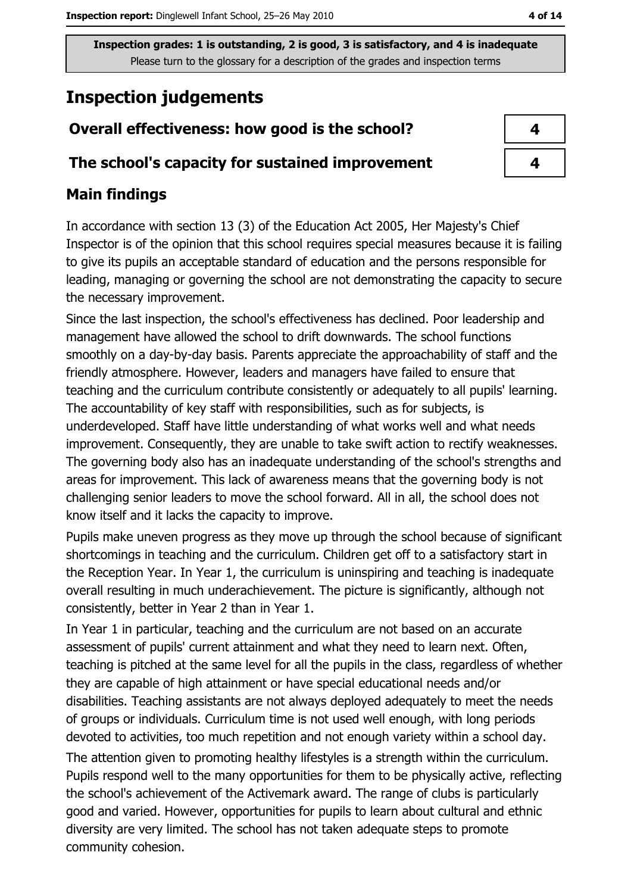Inspection grades: 1 is outstanding, 2 is good, 3 is satisfactory, and 4 is inadequate
Please turn to the glossary for a description of the grades and inspection terms

# Inspection judgements

| | |
|---|---|
| **Overall effectiveness: how good is the school?** | 4 |
| **The school's capacity for sustained improvement** | 4 |

## Main findings

In accordance with section 13 (3) of the Education Act 2005, Her Majesty's Chief Inspector is of the opinion that this school requires special measures because it is failing to give its pupils an acceptable standard of education and the persons responsible for leading, managing or governing the school are not demonstrating the capacity to secure the necessary improvement.

Since the last inspection, the school's effectiveness has declined. Poor leadership and management have allowed the school to drift downwards. The school functions smoothly on a day-by-day basis. Parents appreciate the approachability of staff and the friendly atmosphere. However, leaders and managers have failed to ensure that teaching and the curriculum contribute consistently or adequately to all pupils' learning. The accountability of key staff with responsibilities, such as for subjects, is underdeveloped. Staff have little understanding of what works well and what needs improvement. Consequently, they are unable to take swift action to rectify weaknesses. The governing body also has an inadequate understanding of the school's strengths and areas for improvement. This lack of awareness means that the governing body is not challenging senior leaders to move the school forward. All in all, the school does not know itself and it lacks the capacity to improve.

Pupils make uneven progress as they move up through the school because of significant shortcomings in teaching and the curriculum. Children get off to a satisfactory start in the Reception Year. In Year 1, the curriculum is uninspiring and teaching is inadequate overall resulting in much underachievement. The picture is significantly, although not consistently, better in Year 2 than in Year 1.

In Year 1 in particular, teaching and the curriculum are not based on an accurate assessment of pupils' current attainment and what they need to learn next. Often, teaching is pitched at the same level for all the pupils in the class, regardless of whether they are capable of high attainment or have special educational needs and/or disabilities. Teaching assistants are not always deployed adequately to meet the needs of groups or individuals. Curriculum time is not used well enough, with long periods devoted to activities, too much repetition and not enough variety within a school day.

The attention given to promoting healthy lifestyles is a strength within the curriculum. Pupils respond well to the many opportunities for them to be physically active, reflecting the school's achievement of the Activemark award. The range of clubs is particularly good and varied. However, opportunities for pupils to learn about cultural and ethnic diversity are very limited. The school has not taken adequate steps to promote community cohesion.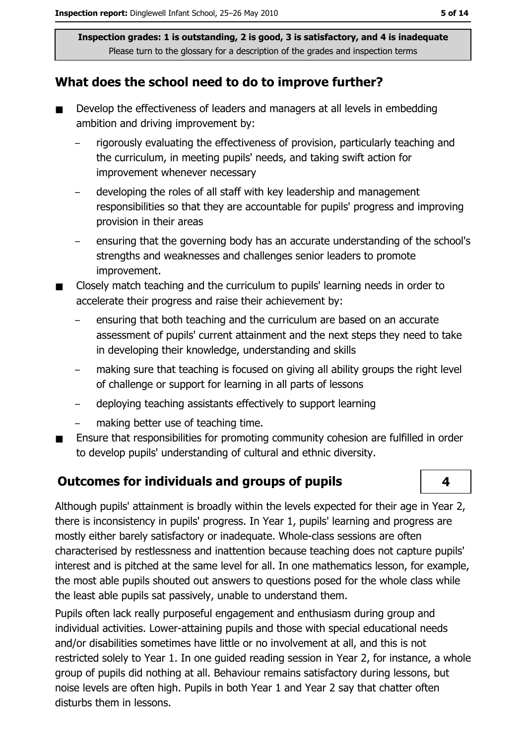**Inspection grades: 1 is outstanding, 2 is good, 3 is satisfactory, and 4 is inadequate**
Please turn to the glossary for a description of the grades and inspection terms

## What does the school need to do to improve further?

- Develop the effectiveness of leaders and managers at all levels in embedding ambition and driving improvement by:
  - rigorously evaluating the effectiveness of provision, particularly teaching and the curriculum, in meeting pupils' needs, and taking swift action for improvement whenever necessary
  - developing the roles of all staff with key leadership and management responsibilities so that they are accountable for pupils' progress and improving provision in their areas
  - ensuring that the governing body has an accurate understanding of the school's strengths and weaknesses and challenges senior leaders to promote improvement.
- Closely match teaching and the curriculum to pupils' learning needs in order to accelerate their progress and raise their achievement by:
  - ensuring that both teaching and the curriculum are based on an accurate assessment of pupils' current attainment and the next steps they need to take in developing their knowledge, understanding and skills
  - making sure that teaching is focused on giving all ability groups the right level of challenge or support for learning in all parts of lessons
  - deploying teaching assistants effectively to support learning
  - making better use of teaching time.
- Ensure that responsibilities for promoting community cohesion are fulfilled in order to develop pupils' understanding of cultural and ethnic diversity.

## Outcomes for individuals and groups of pupils

**4**

Although pupils' attainment is broadly within the levels expected for their age in Year 2, there is inconsistency in pupils' progress. In Year 1, pupils' learning and progress are mostly either barely satisfactory or inadequate. Whole-class sessions are often characterised by restlessness and inattention because teaching does not capture pupils' interest and is pitched at the same level for all. In one mathematics lesson, for example, the most able pupils shouted out answers to questions posed for the whole class while the least able pupils sat passively, unable to understand them.

Pupils often lack really purposeful engagement and enthusiasm during group and individual activities. Lower-attaining pupils and those with special educational needs and/or disabilities sometimes have little or no involvement at all, and this is not restricted solely to Year 1. In one guided reading session in Year 2, for instance, a whole group of pupils did nothing at all. Behaviour remains satisfactory during lessons, but noise levels are often high. Pupils in both Year 1 and Year 2 say that chatter often disturbs them in lessons.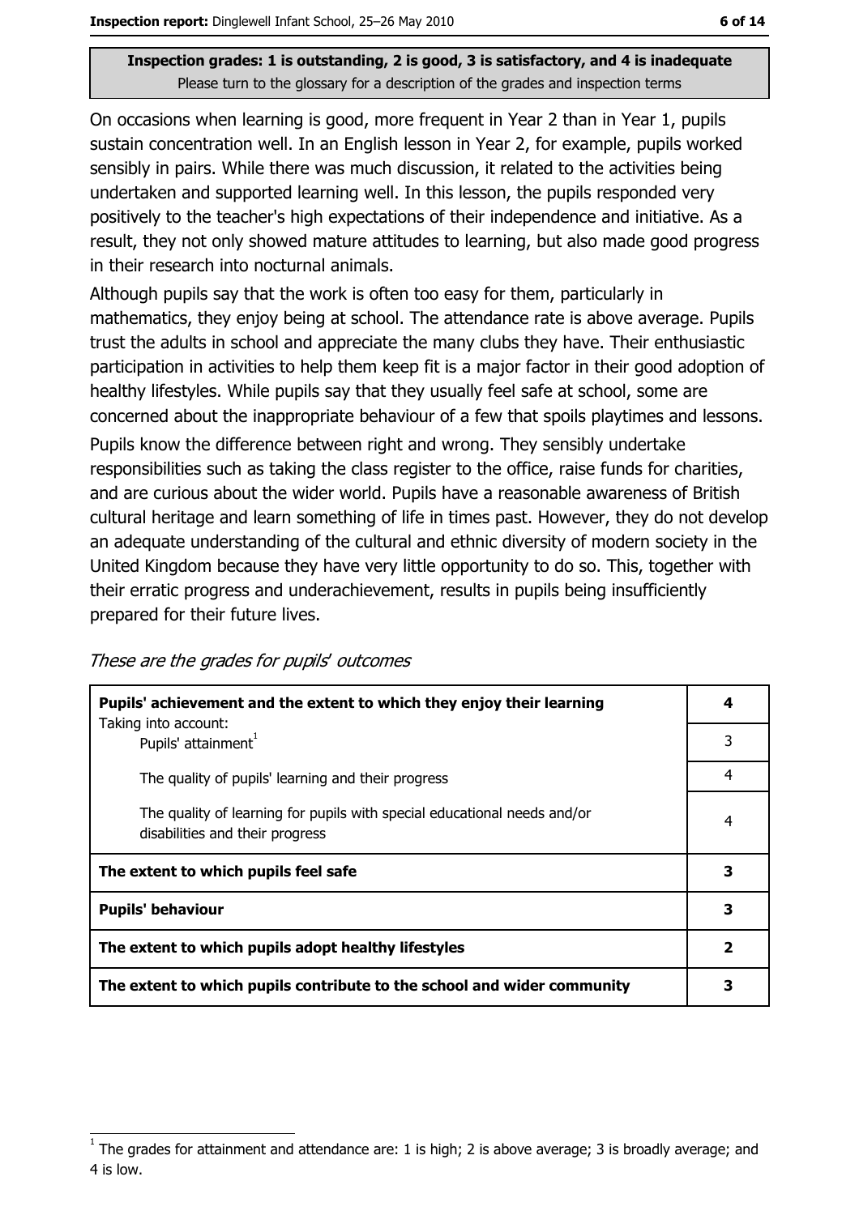**Inspection grades: 1 is outstanding, 2 is good, 3 is satisfactory, and 4 is inadequate**
Please turn to the glossary for a description of the grades and inspection terms

On occasions when learning is good, more frequent in Year 2 than in Year 1, pupils sustain concentration well. In an English lesson in Year 2, for example, pupils worked sensibly in pairs. While there was much discussion, it related to the activities being undertaken and supported learning well. In this lesson, the pupils responded very positively to the teacher's high expectations of their independence and initiative. As a result, they not only showed mature attitudes to learning, but also made good progress in their research into nocturnal animals.

Although pupils say that the work is often too easy for them, particularly in mathematics, they enjoy being at school. The attendance rate is above average. Pupils trust the adults in school and appreciate the many clubs they have. Their enthusiastic participation in activities to help them keep fit is a major factor in their good adoption of healthy lifestyles. While pupils say that they usually feel safe at school, some are concerned about the inappropriate behaviour of a few that spoils playtimes and lessons.

Pupils know the difference between right and wrong. They sensibly undertake responsibilities such as taking the class register to the office, raise funds for charities, and are curious about the wider world. Pupils have a reasonable awareness of British cultural heritage and learn something of life in times past. However, they do not develop an adequate understanding of the cultural and ethnic diversity of modern society in the United Kingdom because they have very little opportunity to do so. This, together with their erratic progress and underachievement, results in pupils being insufficiently prepared for their future lives.

*These are the grades for pupils' outcomes*

| | |
|---|---|
| **Pupils' achievement and the extent to which they enjoy their learning** Taking into account: | **4** |
| Pupils' attainment[1] | 3 |
| The quality of pupils' learning and their progress | 4 |
| The quality of learning for pupils with special educational needs and/or disabilities and their progress | 4 |
| **The extent to which pupils feel safe** | **3** |
| **Pupils' behaviour** | **3** |
| **The extent to which pupils adopt healthy lifestyles** | **2** |
| **The extent to which pupils contribute to the school and wider community** | **3** |

[1] The grades for attainment and attendance are: 1 is high; 2 is above average; 3 is broadly average; and 4 is low.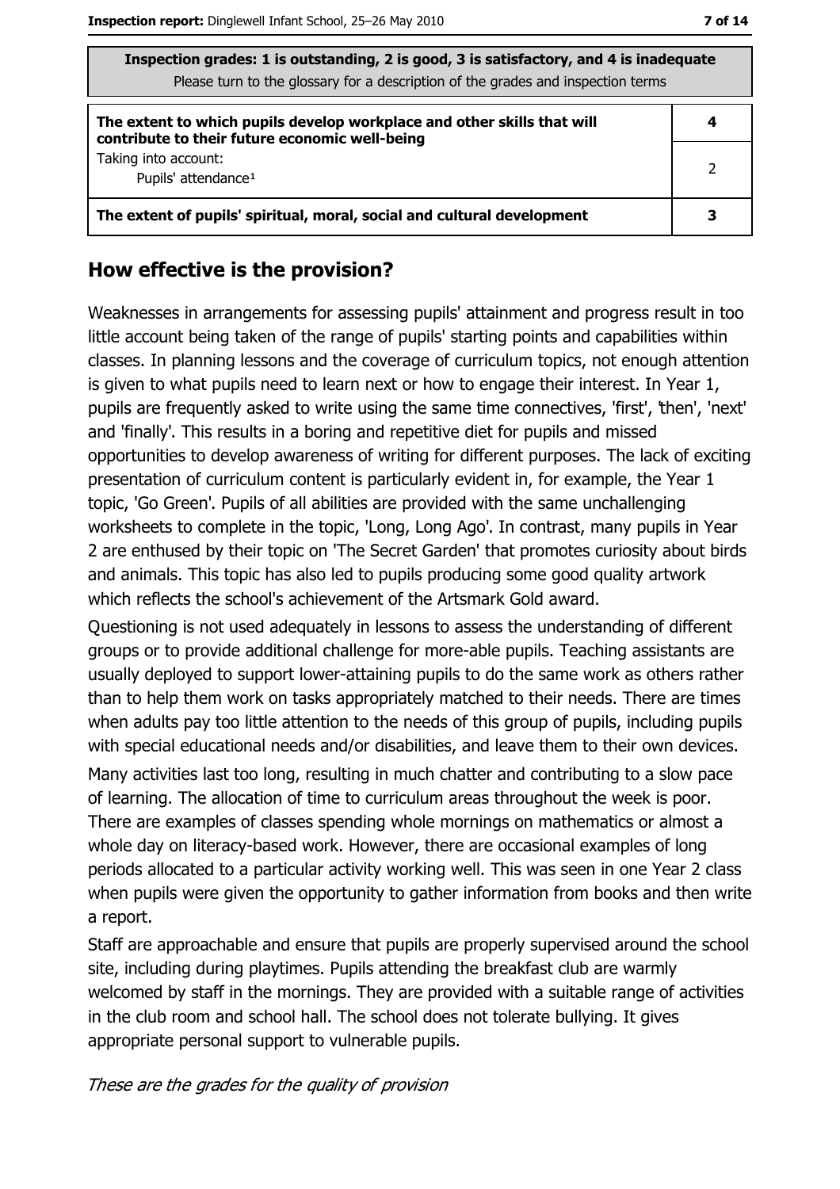**Inspection grades: 1 is outstanding, 2 is good, 3 is satisfactory, and 4 is inadequate**

Please turn to the glossary for a description of the grades and inspection terms

| | |
|---|---|
| **The extent to which pupils develop workplace and other skills that will contribute to their future economic well-being** | **4** |
| Taking into account:<br>Pupils' attendance[1] | 2 |
| **The extent of pupils' spiritual, moral, social and cultural development** | **3** |

## How effective is the provision?

Weaknesses in arrangements for assessing pupils' attainment and progress result in too little account being taken of the range of pupils' starting points and capabilities within classes. In planning lessons and the coverage of curriculum topics, not enough attention is given to what pupils need to learn next or how to engage their interest. In Year 1, pupils are frequently asked to write using the same time connectives, 'first', 'then', 'next' and 'finally'. This results in a boring and repetitive diet for pupils and missed opportunities to develop awareness of writing for different purposes. The lack of exciting presentation of curriculum content is particularly evident in, for example, the Year 1 topic, 'Go Green'. Pupils of all abilities are provided with the same unchallenging worksheets to complete in the topic, 'Long, Long Ago'. In contrast, many pupils in Year 2 are enthused by their topic on 'The Secret Garden' that promotes curiosity about birds and animals. This topic has also led to pupils producing some good quality artwork which reflects the school's achievement of the Artsmark Gold award.

Questioning is not used adequately in lessons to assess the understanding of different groups or to provide additional challenge for more-able pupils. Teaching assistants are usually deployed to support lower-attaining pupils to do the same work as others rather than to help them work on tasks appropriately matched to their needs. There are times when adults pay too little attention to the needs of this group of pupils, including pupils with special educational needs and/or disabilities, and leave them to their own devices.

Many activities last too long, resulting in much chatter and contributing to a slow pace of learning. The allocation of time to curriculum areas throughout the week is poor. There are examples of classes spending whole mornings on mathematics or almost a whole day on literacy-based work. However, there are occasional examples of long periods allocated to a particular activity working well. This was seen in one Year 2 class when pupils were given the opportunity to gather information from books and then write a report.

Staff are approachable and ensure that pupils are properly supervised around the school site, including during playtimes. Pupils attending the breakfast club are warmly welcomed by staff in the mornings. They are provided with a suitable range of activities in the club room and school hall. The school does not tolerate bullying. It gives appropriate personal support to vulnerable pupils.

*These are the grades for the quality of provision*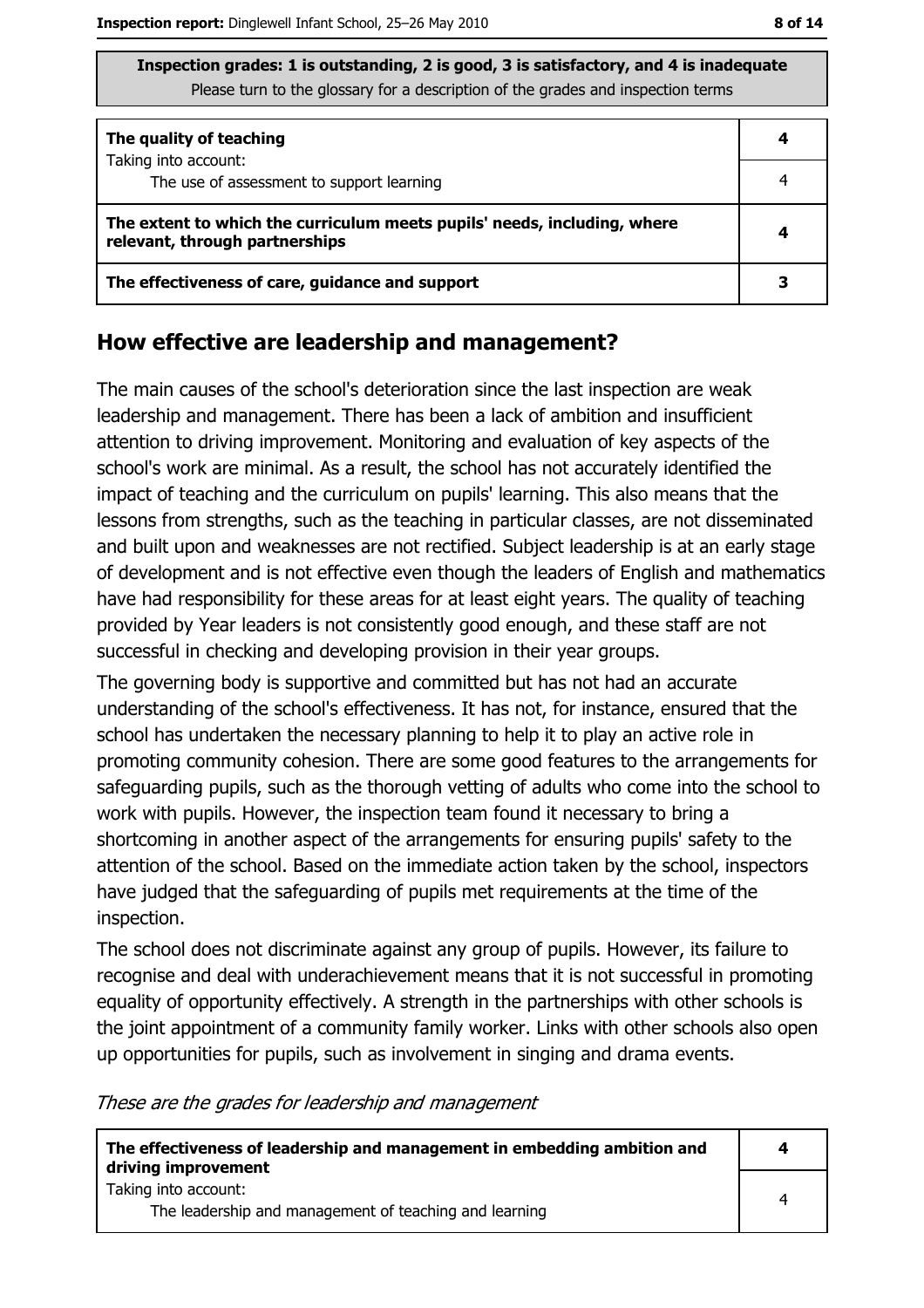**Inspection grades: 1 is outstanding, 2 is good, 3 is satisfactory, and 4 is inadequate**
Please turn to the glossary for a description of the grades and inspection terms

| | |
|---|---|
| **The quality of teaching** | **4** |
| Taking into account: The use of assessment to support learning | 4 |
| **The extent to which the curriculum meets pupils' needs, including, where relevant, through partnerships** | **4** |
| **The effectiveness of care, guidance and support** | **3** |

## How effective are leadership and management?

The main causes of the school's deterioration since the last inspection are weak leadership and management. There has been a lack of ambition and insufficient attention to driving improvement. Monitoring and evaluation of key aspects of the school's work are minimal. As a result, the school has not accurately identified the impact of teaching and the curriculum on pupils' learning. This also means that the lessons from strengths, such as the teaching in particular classes, are not disseminated and built upon and weaknesses are not rectified. Subject leadership is at an early stage of development and is not effective even though the leaders of English and mathematics have had responsibility for these areas for at least eight years. The quality of teaching provided by Year leaders is not consistently good enough, and these staff are not successful in checking and developing provision in their year groups.

The governing body is supportive and committed but has not had an accurate understanding of the school's effectiveness. It has not, for instance, ensured that the school has undertaken the necessary planning to help it to play an active role in promoting community cohesion. There are some good features to the arrangements for safeguarding pupils, such as the thorough vetting of adults who come into the school to work with pupils. However, the inspection team found it necessary to bring a shortcoming in another aspect of the arrangements for ensuring pupils' safety to the attention of the school. Based on the immediate action taken by the school, inspectors have judged that the safeguarding of pupils met requirements at the time of the inspection.

The school does not discriminate against any group of pupils. However, its failure to recognise and deal with underachievement means that it is not successful in promoting equality of opportunity effectively. A strength in the partnerships with other schools is the joint appointment of a community family worker. Links with other schools also open up opportunities for pupils, such as involvement in singing and drama events.

*These are the grades for leadership and management*

| | |
|---|---|
| **The effectiveness of leadership and management in embedding ambition and driving improvement** | **4** |
| Taking into account: The leadership and management of teaching and learning | 4 |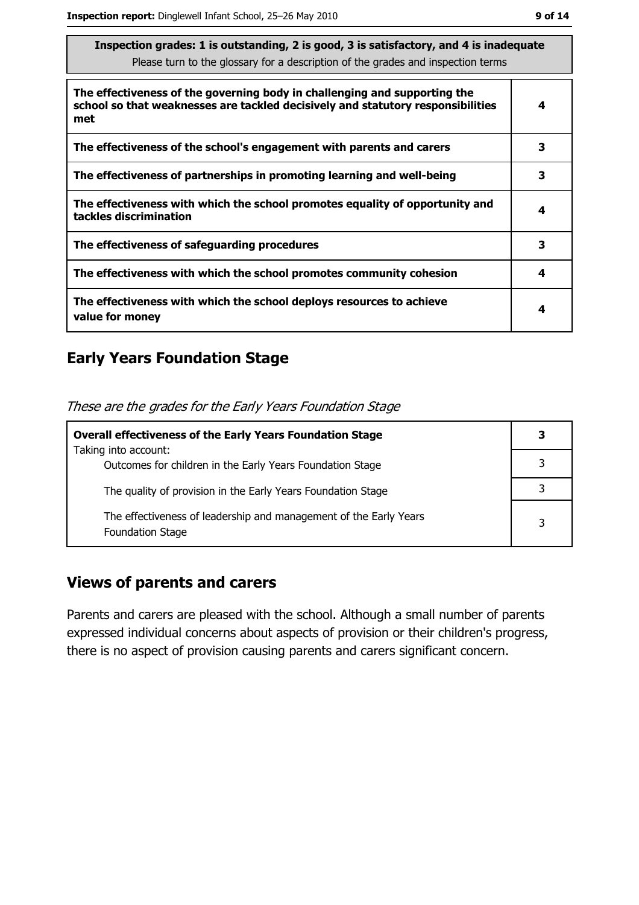**Inspection grades: 1 is outstanding, 2 is good, 3 is satisfactory, and 4 is inadequate**
Please turn to the glossary for a description of the grades and inspection terms

| | |
|---|---|
| **The effectiveness of the governing body in challenging and supporting the school so that weaknesses are tackled decisively and statutory responsibilities met** | **4** |
| **The effectiveness of the school's engagement with parents and carers** | **3** |
| **The effectiveness of partnerships in promoting learning and well-being** | **3** |
| **The effectiveness with which the school promotes equality of opportunity and tackles discrimination** | **4** |
| **The effectiveness of safeguarding procedures** | **3** |
| **The effectiveness with which the school promotes community cohesion** | **4** |
| **The effectiveness with which the school deploys resources to achieve value for money** | **4** |

## Early Years Foundation Stage

*These are the grades for the Early Years Foundation Stage*

| | |
|---|---|
| **Overall effectiveness of the Early Years Foundation Stage** | **3** |
| Taking into account: Outcomes for children in the Early Years Foundation Stage | 3 |
| The quality of provision in the Early Years Foundation Stage | 3 |
| The effectiveness of leadership and management of the Early Years Foundation Stage | 3 |

## Views of parents and carers

Parents and carers are pleased with the school. Although a small number of parents expressed individual concerns about aspects of provision or their children's progress, there is no aspect of provision causing parents and carers significant concern.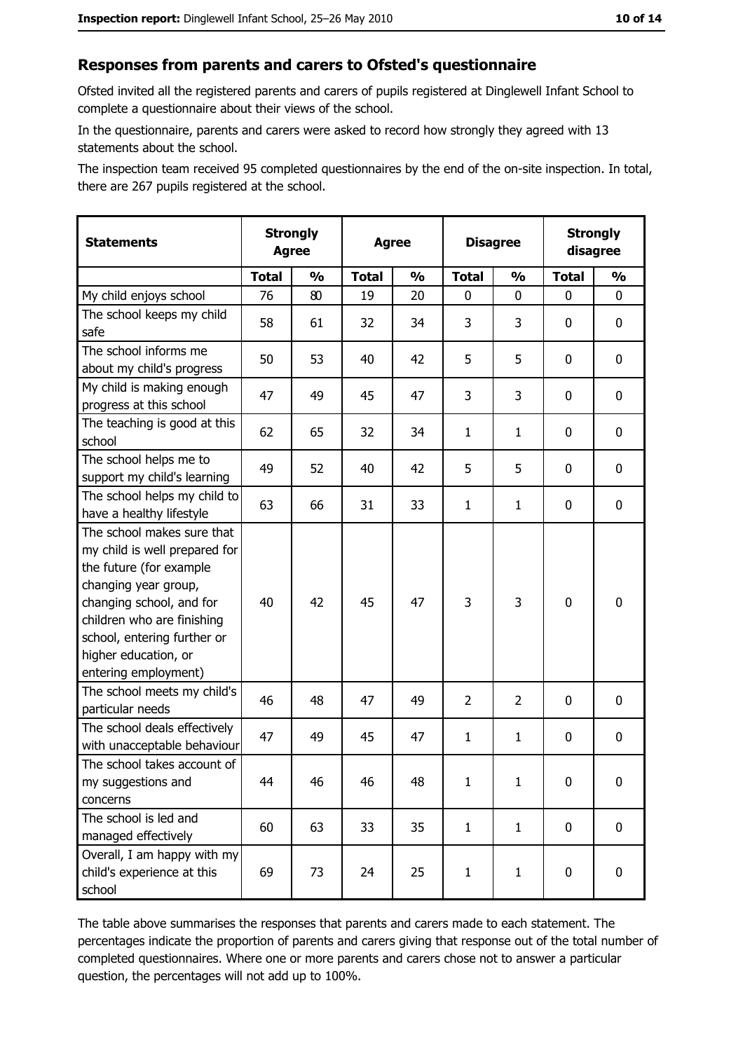## Responses from parents and carers to Ofsted's questionnaire

Ofsted invited all the registered parents and carers of pupils registered at Dinglewell Infant School to complete a questionnaire about their views of the school.

In the questionnaire, parents and carers were asked to record how strongly they agreed with 13 statements about the school.

The inspection team received 95 completed questionnaires by the end of the on-site inspection. In total, there are 267 pupils registered at the school.

| Statements | Strongly Agree | | Agree | | Disagree | | Strongly disagree | |
|---|---|---|---|---|---|---|---|---|
| | Total | % | Total | % | Total | % | Total | % |
| My child enjoys school | 76 | 80 | 19 | 20 | 0 | 0 | 0 | 0 |
| The school keeps my child safe | 58 | 61 | 32 | 34 | 3 | 3 | 0 | 0 |
| The school informs me about my child's progress | 50 | 53 | 40 | 42 | 5 | 5 | 0 | 0 |
| My child is making enough progress at this school | 47 | 49 | 45 | 47 | 3 | 3 | 0 | 0 |
| The teaching is good at this school | 62 | 65 | 32 | 34 | 1 | 1 | 0 | 0 |
| The school helps me to support my child's learning | 49 | 52 | 40 | 42 | 5 | 5 | 0 | 0 |
| The school helps my child to have a healthy lifestyle | 63 | 66 | 31 | 33 | 1 | 1 | 0 | 0 |
| The school makes sure that my child is well prepared for the future (for example changing year group, changing school, and for children who are finishing school, entering further or higher education, or entering employment) | 40 | 42 | 45 | 47 | 3 | 3 | 0 | 0 |
| The school meets my child's particular needs | 46 | 48 | 47 | 49 | 2 | 2 | 0 | 0 |
| The school deals effectively with unacceptable behaviour | 47 | 49 | 45 | 47 | 1 | 1 | 0 | 0 |
| The school takes account of my suggestions and concerns | 44 | 46 | 46 | 48 | 1 | 1 | 0 | 0 |
| The school is led and managed effectively | 60 | 63 | 33 | 35 | 1 | 1 | 0 | 0 |
| Overall, I am happy with my child's experience at this school | 69 | 73 | 24 | 25 | 1 | 1 | 0 | 0 |

The table above summarises the responses that parents and carers made to each statement. The percentages indicate the proportion of parents and carers giving that response out of the total number of completed questionnaires. Where one or more parents and carers chose not to answer a particular question, the percentages will not add up to 100%.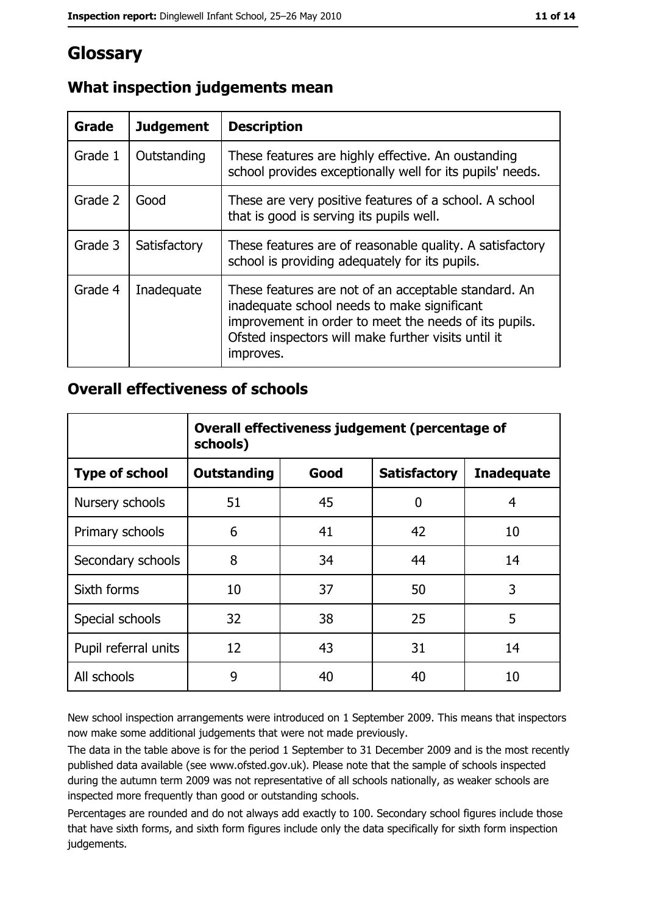# Glossary

## What inspection judgements mean

| Grade | Judgement | Description |
|---|---|---|
| Grade 1 | Outstanding | These features are highly effective. An oustanding school provides exceptionally well for its pupils' needs. |
| Grade 2 | Good | These are very positive features of a school. A school that is good is serving its pupils well. |
| Grade 3 | Satisfactory | These features are of reasonable quality. A satisfactory school is providing adequately for its pupils. |
| Grade 4 | Inadequate | These features are not of an acceptable standard. An inadequate school needs to make significant improvement in order to meet the needs of its pupils. Ofsted inspectors will make further visits until it improves. |

## Overall effectiveness of schools

| | Overall effectiveness judgement (percentage of schools) | | | |
|---|---|---|---|---|
| **Type of school** | **Outstanding** | **Good** | **Satisfactory** | **Inadequate** |
| Nursery schools | 51 | 45 | 0 | 4 |
| Primary schools | 6 | 41 | 42 | 10 |
| Secondary schools | 8 | 34 | 44 | 14 |
| Sixth forms | 10 | 37 | 50 | 3 |
| Special schools | 32 | 38 | 25 | 5 |
| Pupil referral units | 12 | 43 | 31 | 14 |
| All schools | 9 | 40 | 40 | 10 |

New school inspection arrangements were introduced on 1 September 2009. This means that inspectors now make some additional judgements that were not made previously.

The data in the table above is for the period 1 September to 31 December 2009 and is the most recently published data available (see www.ofsted.gov.uk). Please note that the sample of schools inspected during the autumn term 2009 was not representative of all schools nationally, as weaker schools are inspected more frequently than good or outstanding schools.

Percentages are rounded and do not always add exactly to 100. Secondary school figures include those that have sixth forms, and sixth form figures include only the data specifically for sixth form inspection judgements.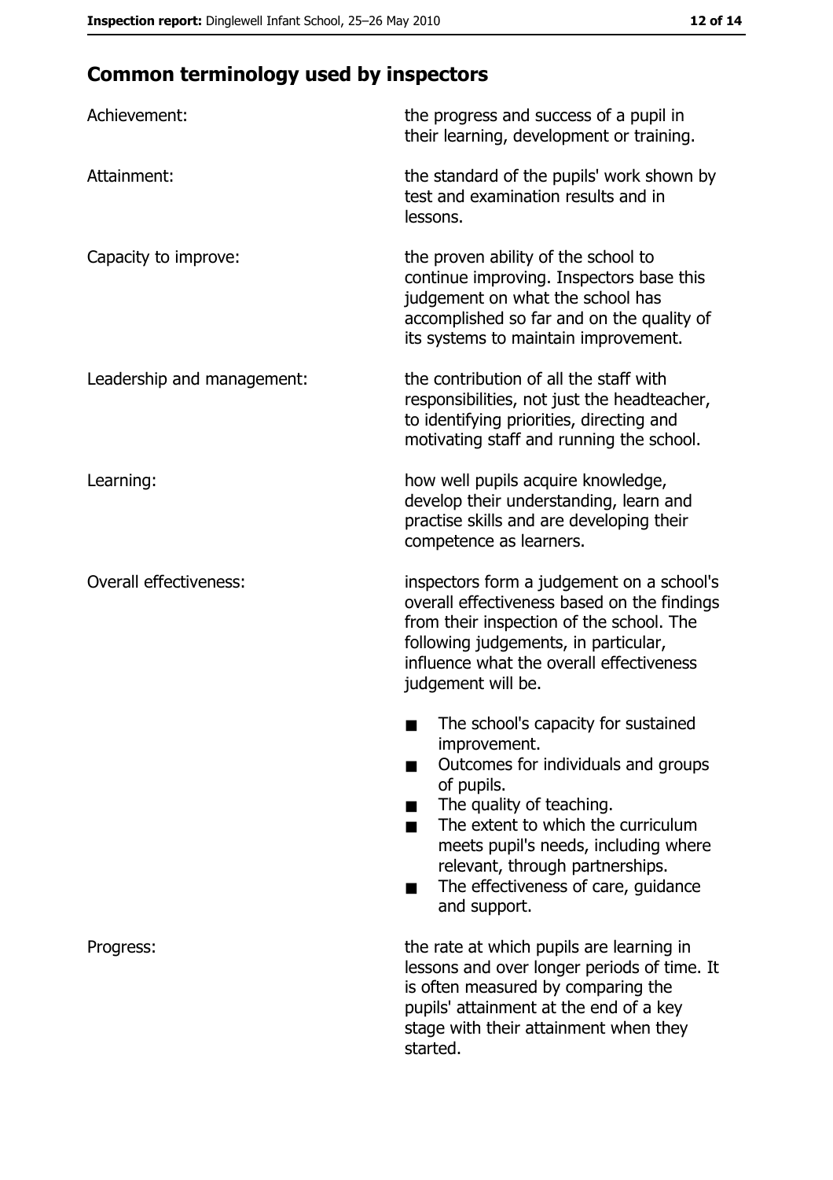## Common terminology used by inspectors

| | |
|---|---|
| Achievement: | the progress and success of a pupil in their learning, development or training. |
| Attainment: | the standard of the pupils' work shown by test and examination results and in lessons. |
| Capacity to improve: | the proven ability of the school to continue improving. Inspectors base this judgement on what the school has accomplished so far and on the quality of its systems to maintain improvement. |
| Leadership and management: | the contribution of all the staff with responsibilities, not just the headteacher, to identifying priorities, directing and motivating staff and running the school. |
| Learning: | how well pupils acquire knowledge, develop their understanding, learn and practise skills and are developing their competence as learners. |
| Overall effectiveness: | inspectors form a judgement on a school's overall effectiveness based on the findings from their inspection of the school. The following judgements, in particular, influence what the overall effectiveness judgement will be. <br>■ The school's capacity for sustained improvement.<br>■ Outcomes for individuals and groups of pupils.<br>■ The quality of teaching.<br>■ The extent to which the curriculum meets pupil's needs, including where relevant, through partnerships.<br>■ The effectiveness of care, guidance and support. |
| Progress: | the rate at which pupils are learning in lessons and over longer periods of time. It is often measured by comparing the pupils' attainment at the end of a key stage with their attainment when they started. |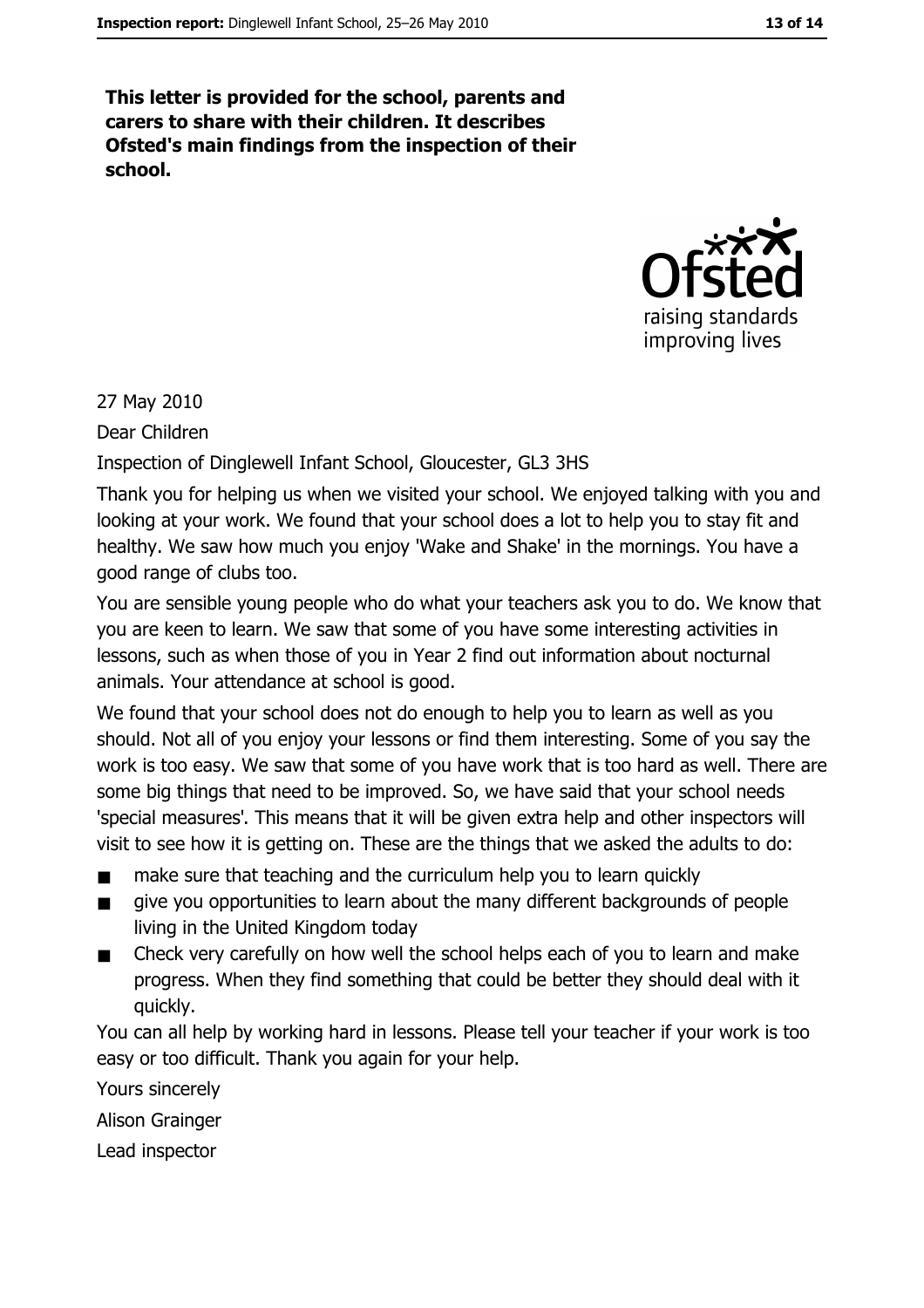**This letter is provided for the school, parents and carers to share with their children. It describes Ofsted's main findings from the inspection of their school.**

27 May 2010

Dear Children

Inspection of Dinglewell Infant School, Gloucester, GL3 3HS

Thank you for helping us when we visited your school. We enjoyed talking with you and looking at your work. We found that your school does a lot to help you to stay fit and healthy. We saw how much you enjoy 'Wake and Shake' in the mornings. You have a good range of clubs too.

You are sensible young people who do what your teachers ask you to do. We know that you are keen to learn. We saw that some of you have some interesting activities in lessons, such as when those of you in Year 2 find out information about nocturnal animals. Your attendance at school is good.

We found that your school does not do enough to help you to learn as well as you should. Not all of you enjoy your lessons or find them interesting. Some of you say the work is too easy. We saw that some of you have work that is too hard as well. There are some big things that need to be improved. So, we have said that your school needs 'special measures'. This means that it will be given extra help and other inspectors will visit to see how it is getting on. These are the things that we asked the adults to do:

- make sure that teaching and the curriculum help you to learn quickly
- give you opportunities to learn about the many different backgrounds of people living in the United Kingdom today
- Check very carefully on how well the school helps each of you to learn and make progress. When they find something that could be better they should deal with it quickly.

You can all help by working hard in lessons. Please tell your teacher if your work is too easy or too difficult. Thank you again for your help.

Yours sincerely

Alison Grainger

Lead inspector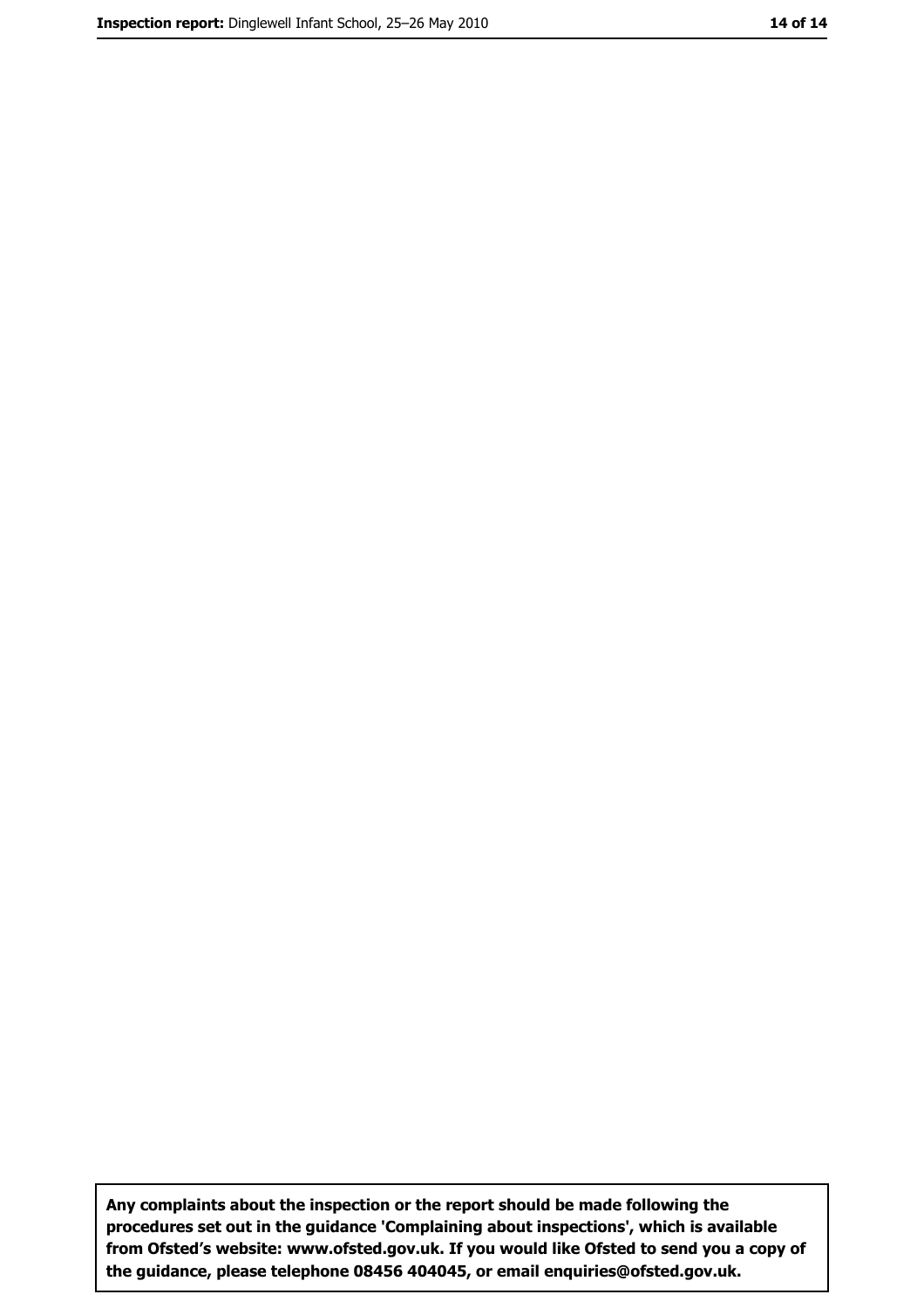**Any complaints about the inspection or the report should be made following the procedures set out in the guidance 'Complaining about inspections', which is available from Ofsted's website: www.ofsted.gov.uk. If you would like Ofsted to send you a copy of the guidance, please telephone 08456 404045, or email enquiries@ofsted.gov.uk.**